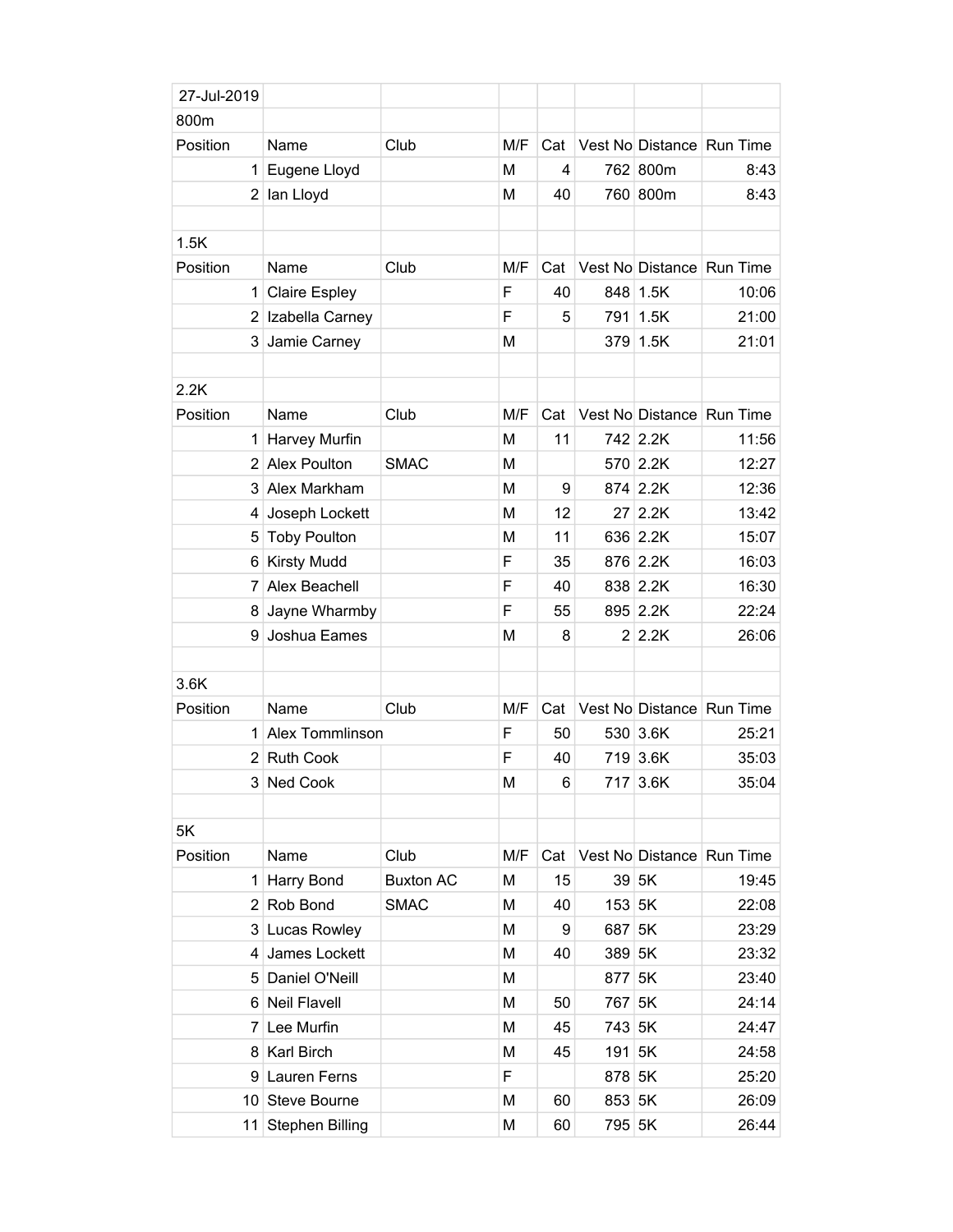27-Jul-2019

## 800m

| Position | Name | Club | M/F | Cat | Vest No | Distance | Run Time |
|---|---|---|---|---|---|---|---|
| 1 | Eugene Lloyd | | M | 4 | 762 | 800m | 8:43 |
| 2 | Ian Lloyd | | M | 40 | 760 | 800m | 8:43 |

## 1.5K

| Position | Name | Club | M/F | Cat | Vest No | Distance | Run Time |
|---|---|---|---|---|---|---|---|
| 1 | Claire Espley | | F | 40 | 848 | 1.5K | 10:06 |
| 2 | Izabella Carney | | F | 5 | 791 | 1.5K | 21:00 |
| 3 | Jamie Carney | | M | | 379 | 1.5K | 21:01 |

## 2.2K

| Position | Name | Club | M/F | Cat | Vest No | Distance | Run Time |
|---|---|---|---|---|---|---|---|
| 1 | Harvey Murfin | | M | 11 | 742 | 2.2K | 11:56 |
| 2 | Alex Poulton | SMAC | M | | 570 | 2.2K | 12:27 |
| 3 | Alex Markham | | M | 9 | 874 | 2.2K | 12:36 |
| 4 | Joseph Lockett | | M | 12 | 27 | 2.2K | 13:42 |
| 5 | Toby Poulton | | M | 11 | 636 | 2.2K | 15:07 |
| 6 | Kirsty Mudd | | F | 35 | 876 | 2.2K | 16:03 |
| 7 | Alex Beachell | | F | 40 | 838 | 2.2K | 16:30 |
| 8 | Jayne Wharmby | | F | 55 | 895 | 2.2K | 22:24 |
| 9 | Joshua Eames | | M | 8 | 2 | 2.2K | 26:06 |

## 3.6K

| Position | Name | Club | M/F | Cat | Vest No | Distance | Run Time |
|---|---|---|---|---|---|---|---|
| 1 | Alex Tommlinson | | F | 50 | 530 | 3.6K | 25:21 |
| 2 | Ruth Cook | | F | 40 | 719 | 3.6K | 35:03 |
| 3 | Ned Cook | | M | 6 | 717 | 3.6K | 35:04 |

## 5K

| Position | Name | Club | M/F | Cat | Vest No | Distance | Run Time |
|---|---|---|---|---|---|---|---|
| 1 | Harry Bond | Buxton AC | M | 15 | 39 | 5K | 19:45 |
| 2 | Rob Bond | SMAC | M | 40 | 153 | 5K | 22:08 |
| 3 | Lucas Rowley | | M | 9 | 687 | 5K | 23:29 |
| 4 | James Lockett | | M | 40 | 389 | 5K | 23:32 |
| 5 | Daniel O'Neill | | M | | 877 | 5K | 23:40 |
| 6 | Neil Flavell | | M | 50 | 767 | 5K | 24:14 |
| 7 | Lee Murfin | | M | 45 | 743 | 5K | 24:47 |
| 8 | Karl Birch | | M | 45 | 191 | 5K | 24:58 |
| 9 | Lauren Ferns | | F | | 878 | 5K | 25:20 |
| 10 | Steve Bourne | | M | 60 | 853 | 5K | 26:09 |
| 11 | Stephen Billing | | M | 60 | 795 | 5K | 26:44 |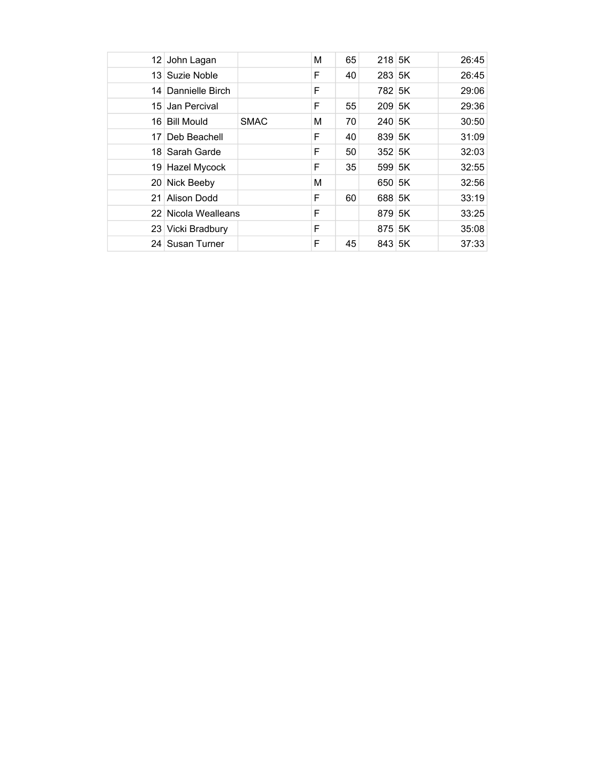| | | | | | | | |
|---|---|---|---|---|---|---|---|
| 12 | John Lagan | | M | 65 | 218 | 5K | 26:45 |
| 13 | Suzie Noble | | F | 40 | 283 | 5K | 26:45 |
| 14 | Dannielle Birch | | F | | 782 | 5K | 29:06 |
| 15 | Jan Percival | | F | 55 | 209 | 5K | 29:36 |
| 16 | Bill Mould | SMAC | M | 70 | 240 | 5K | 30:50 |
| 17 | Deb Beachell | | F | 40 | 839 | 5K | 31:09 |
| 18 | Sarah Garde | | F | 50 | 352 | 5K | 32:03 |
| 19 | Hazel Mycock | | F | 35 | 599 | 5K | 32:55 |
| 20 | Nick Beeby | | M | | 650 | 5K | 32:56 |
| 21 | Alison Dodd | | F | 60 | 688 | 5K | 33:19 |
| 22 | Nicola Wealleans | | F | | 879 | 5K | 33:25 |
| 23 | Vicki Bradbury | | F | | 875 | 5K | 35:08 |
| 24 | Susan Turner | | F | 45 | 843 | 5K | 37:33 |